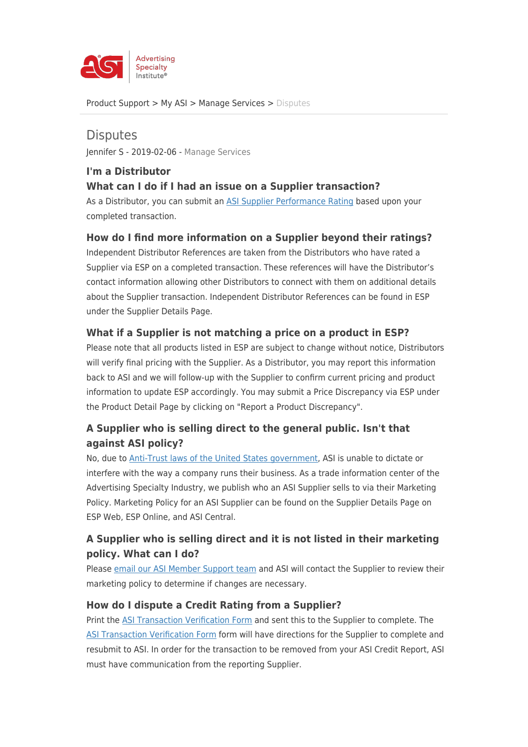Product Support > My ASI > Manage Services > Disputes

# Disputes

Jennifer S - 2019-02-06 - Manage Services

## I'm a Distributor

### What can I do if I had an issue on a Supplier transaction?

As a Distributor, you can submit an [ASI Supplier Performance Rating]() based upon your completed transaction.

### How do I find more information on a Supplier beyond their ratings?

Independent Distributor References are taken from the Distributors who have rated a Supplier via ESP on a completed transaction. These references will have the Distributor's contact information allowing other Distributors to connect with them on additional details about the Supplier transaction. Independent Distributor References can be found in ESP under the Supplier Details Page.

### What if a Supplier is not matching a price on a product in ESP?

Please note that all products listed in ESP are subject to change without notice, Distributors will verify final pricing with the Supplier. As a Distributor, you may report this information back to ASI and we will follow-up with the Supplier to confirm current pricing and product information to update ESP accordingly. You may submit a Price Discrepancy via ESP under the Product Detail Page by clicking on "Report a Product Discrepancy".

### A Supplier who is selling direct to the general public. Isn't that against ASI policy?

No, due to [Anti-Trust laws of the United States government](), ASI is unable to dictate or interfere with the way a company runs their business. As a trade information center of the Advertising Specialty Industry, we publish who an ASI Supplier sells to via their Marketing Policy. Marketing Policy for an ASI Supplier can be found on the Supplier Details Page on ESP Web, ESP Online, and ASI Central.

### A Supplier who is selling direct and it is not listed in their marketing policy. What can I do?

Please [email our ASI Member Support team]() and ASI will contact the Supplier to review their marketing policy to determine if changes are necessary.

### How do I dispute a Credit Rating from a Supplier?

Print the [ASI Transaction Verification Form]() and sent this to the Supplier to complete. The [ASI Transaction Verification Form]() form will have directions for the Supplier to complete and resubmit to ASI. In order for the transaction to be removed from your ASI Credit Report, ASI must have communication from the reporting Supplier.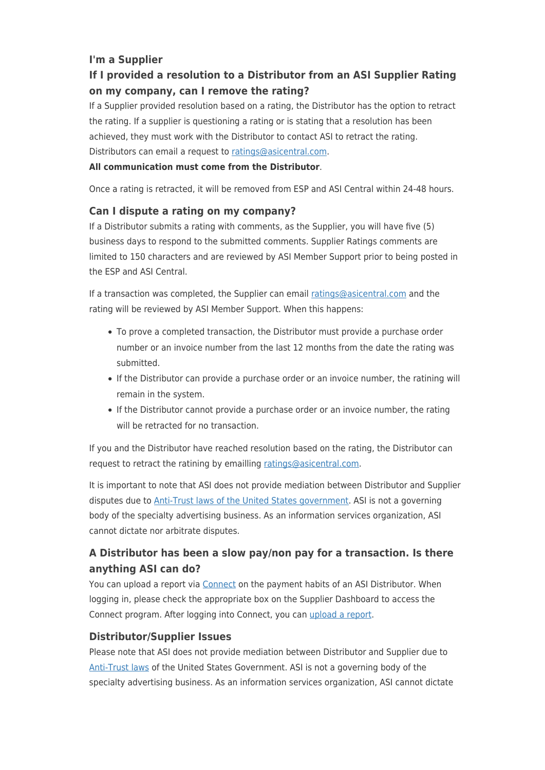### I'm a Supplier

### If I provided a resolution to a Distributor from an ASI Supplier Rating on my company, can I remove the rating?

If a Supplier provided resolution based on a rating, the Distributor has the option to retract the rating. If a supplier is questioning a rating or is stating that a resolution has been achieved, they must work with the Distributor to contact ASI to retract the rating. Distributors can email a request to [ratings@asicentral.com](mailto:ratings@asicentral.com).

**All communication must come from the Distributor**.

Once a rating is retracted, it will be removed from ESP and ASI Central within 24-48 hours.

### Can I dispute a rating on my company?

If a Distributor submits a rating with comments, as the Supplier, you will have five (5) business days to respond to the submitted comments. Supplier Ratings comments are limited to 150 characters and are reviewed by ASI Member Support prior to being posted in the ESP and ASI Central.

If a transaction was completed, the Supplier can email [ratings@asicentral.com](mailto:ratings@asicentral.com) and the rating will be reviewed by ASI Member Support. When this happens:

- To prove a completed transaction, the Distributor must provide a purchase order number or an invoice number from the last 12 months from the date the rating was submitted.
- If the Distributor can provide a purchase order or an invoice number, the ratining will remain in the system.
- If the Distributor cannot provide a purchase order or an invoice number, the rating will be retracted for no transaction.

If you and the Distributor have reached resolution based on the rating, the Distributor can request to retract the ratining by emailling [ratings@asicentral.com](mailto:ratings@asicentral.com).

It is important to note that ASI does not provide mediation between Distributor and Supplier disputes due to Anti-Trust laws of the United States government. ASI is not a governing body of the specialty advertising business. As an information services organization, ASI cannot dictate nor arbitrate disputes.

### A Distributor has been a slow pay/non pay for a transaction. Is there anything ASI can do?

You can upload a report via Connect on the payment habits of an ASI Distributor. When logging in, please check the appropriate box on the Supplier Dashboard to access the Connect program. After logging into Connect, you can upload a report.

### Distributor/Supplier Issues

Please note that ASI does not provide mediation between Distributor and Supplier due to Anti-Trust laws of the United States Government. ASI is not a governing body of the specialty advertising business. As an information services organization, ASI cannot dictate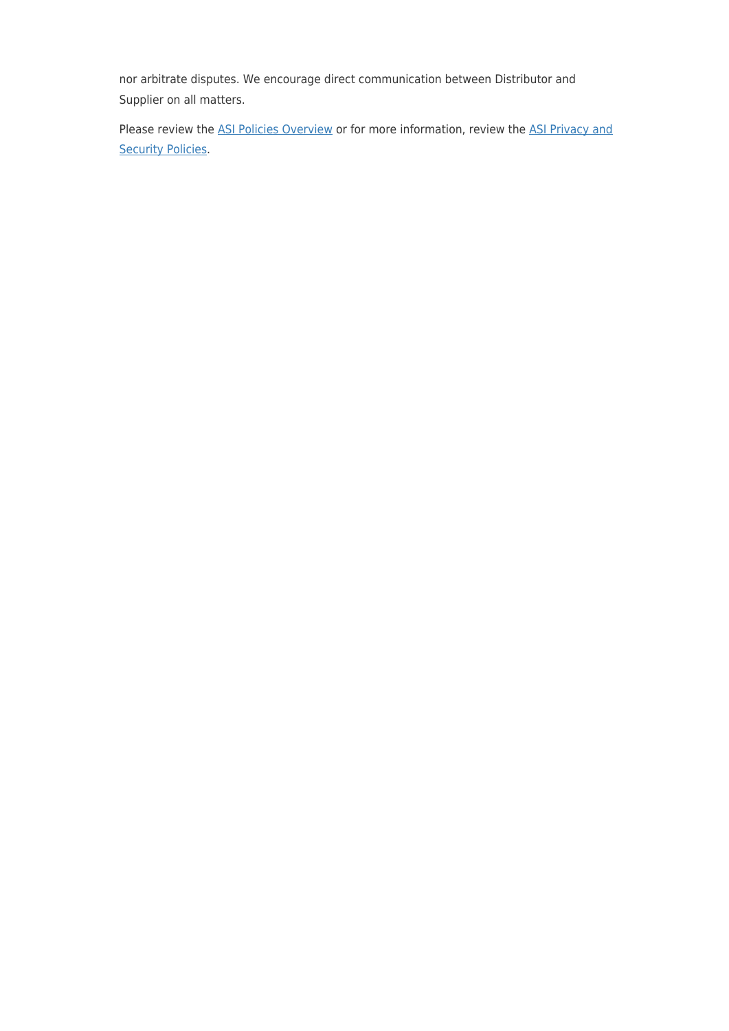nor arbitrate disputes. We encourage direct communication between Distributor and Supplier on all matters.

Please review the ASI Policies Overview or for more information, review the ASI Privacy and Security Policies.